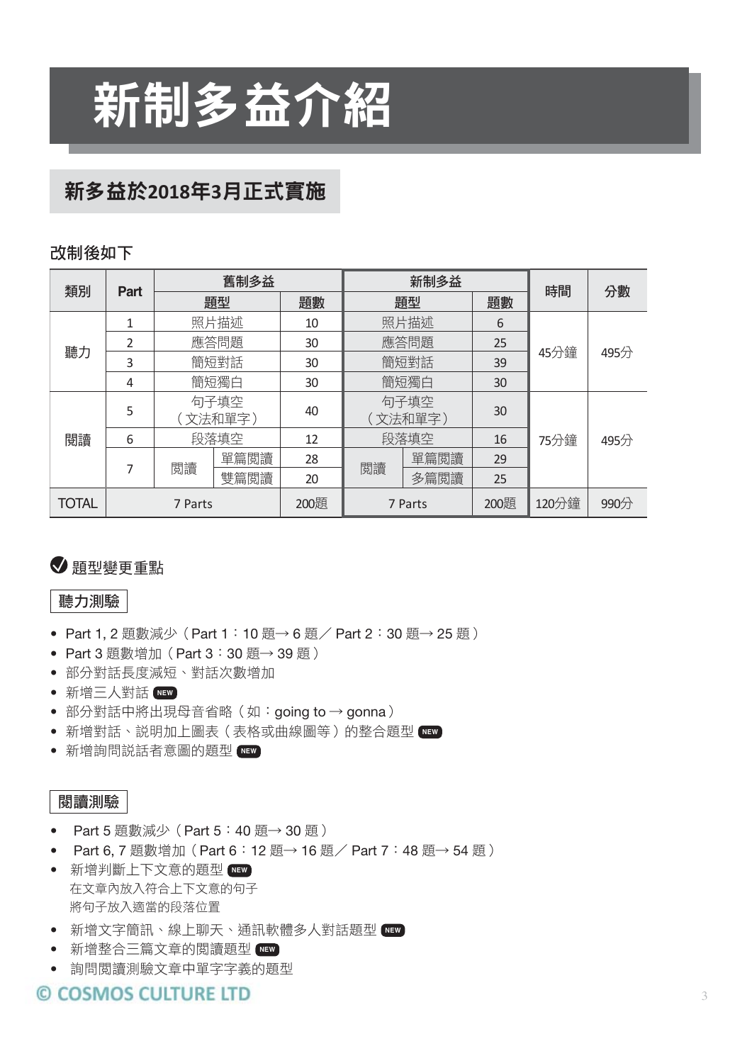# 新制多益介紹

## 新多益於2018年3月正式實施

**改制後如下**

| 類別 | Part | 舊制多益 | | | 新制多益 | | | 時間 | 分數 |
|---|---|---|---|---|---|---|---|---|---|
| | | 題型 | | 題數 | 題型 | | 題數 | | |
| 聽力 | 1 | 照片描述 | | 10 | 照片描述 | | 6 | 45分鐘 | 495分 |
| | 2 | 應答問題 | | 30 | 應答問題 | | 25 | | |
| | 3 | 簡短對話 | | 30 | 簡短對話 | | 39 | | |
| | 4 | 簡短獨白 | | 30 | 簡短獨白 | | 30 | | |
| 閱讀 | 5 | 句子填空（文法和單字） | | 40 | 句子填空（文法和單字） | | 30 | 75分鐘 | 495分 |
| | 6 | 段落填空 | | 12 | 段落填空 | | 16 | | |
| | 7 | 閱讀 | 單篇閱讀 | 28 | 閱讀 | 單篇閱讀 | 29 | | |
| | | | 雙篇閱讀 | 20 | | 多篇閱讀 | 25 | | |
| TOTAL | | 7 Parts | | 200題 | 7 Parts | | 200題 | 120分鐘 | 990分 |

### 題型變更重點

**聽力測驗**

- Part 1, 2 題數減少（Part 1：10 題→ 6 題／ Part 2：30 題→ 25 題）
- Part 3 題數增加（Part 3：30 題→ 39 題）
- 部分對話長度減短、對話次數增加
- 新增三人對話 NEW
- 部分對話中將出現母音省略（如：going to → gonna）
- 新增對話、說明加上圖表（表格或曲線圖等）的整合題型 NEW
- 新增詢問說話者意圖的題型 NEW

**閱讀測驗**

- Part 5 題數減少（Part 5：40 題→ 30 題）
- Part 6, 7 題數增加（Part 6：12 題→ 16 題／ Part 7：48 題→ 54 題）
- 新增判斷上下文意的題型 NEW
  在文章內放入符合上下文意的句子
  將句子放入適當的段落位置
- 新增文字簡訊、線上聊天、通訊軟體多人對話題型 NEW
- 新增整合三篇文章的閱讀題型 NEW
- 詢問閱讀測驗文章中單字字義的題型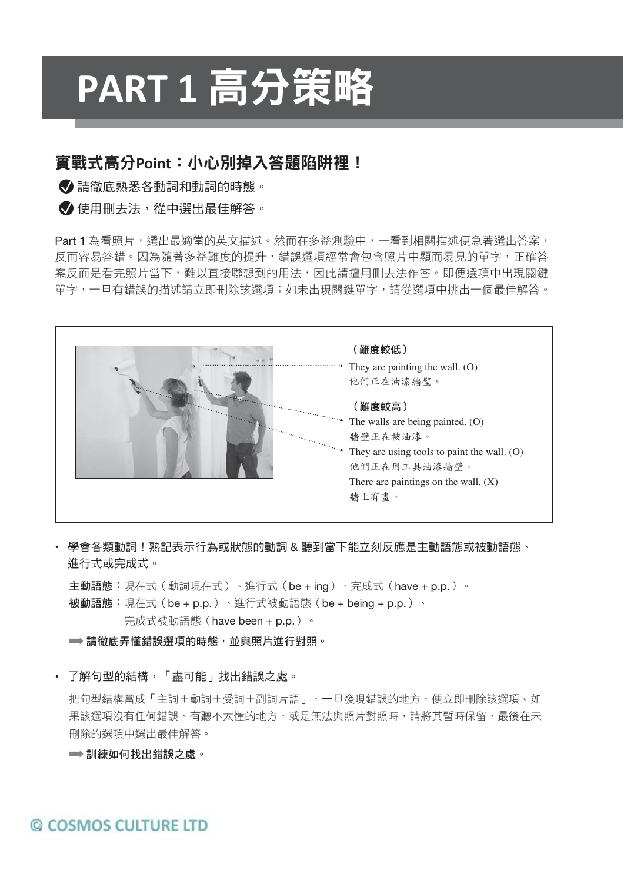# PART 1 高分策略

## 實戰式高分Point：小心別掉入答題陷阱裡！

- 請徹底熟悉各動詞和動詞的時態。
- 使用刪去法，從中選出最佳解答。

Part 1 為看照片，選出最適當的英文描述。然而在多益測驗中，一看到相關描述便急著選出答案，反而容易答錯。因為隨著多益難度的提升，錯誤選項經常會包含照片中顯而易見的單字，正確答案反而是看完照片當下，難以直接聯想到的用法，因此請擅用刪去法作答。即便選項中出現關鍵單字，一旦有錯誤的描述請立即刪除該選項；如未出現關鍵單字，請從選項中挑出一個最佳解答。

**（難度較低）**

They are painting the wall. (O)
他們正在油漆牆壁。

**（難度較高）**

The walls are being painted. (O)
牆壁正在被油漆。

They are using tools to paint the wall. (O)
他們正在用工具油漆牆壁。

There are paintings on the wall. (X)
牆上有畫。

- 學會各類動詞！熟記表示行為或狀態的動詞 & 聽到當下能立刻反應是主動語態或被動語態、進行式或完成式。

  **主動語態：** 現在式（動詞現在式）、進行式（be + ing）、完成式（have + p.p.）。
  **被動語態：** 現在式（be + p.p.）、進行式被動語態（be + being + p.p.）、完成式被動語態（have been + p.p.）。

  ➡ **請徹底弄懂錯誤選項的時態，並與照片進行對照。**

- 了解句型的結構，「盡可能」找出錯誤之處。

  把句型結構當成「主詞＋動詞＋受詞＋副詞片語」，一旦發現錯誤的地方，便立即刪除該選項。如果該選項沒有任何錯誤、有聽不太懂的地方，或是無法與照片對照時，請將其暫時保留，最後在未刪除的選項中選出最佳解答。

  ➡ **訓練如何找出錯誤之處。**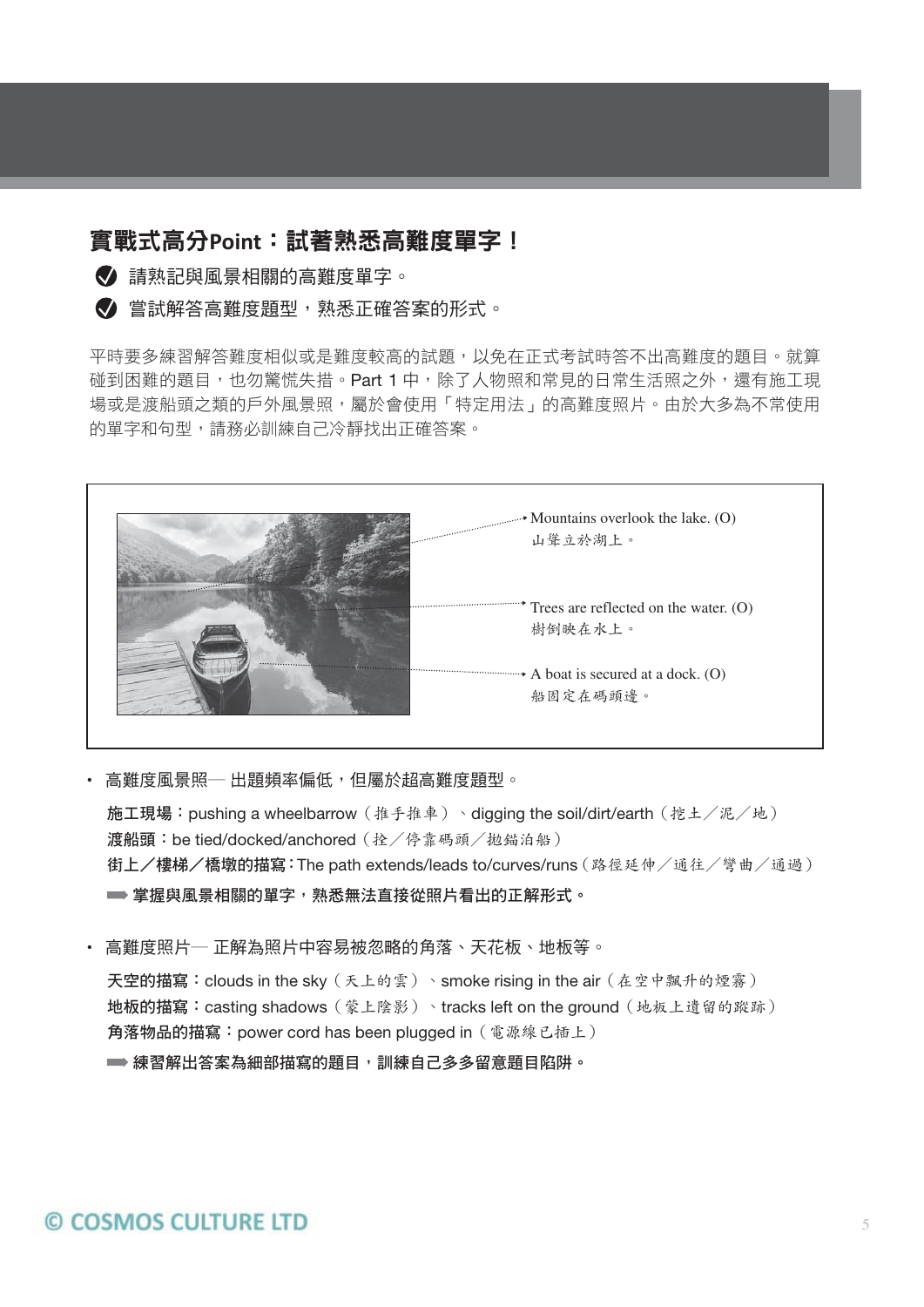## 實戰式高分Point：試著熟悉高難度單字！

- 請熟記與風景相關的高難度單字。
- 嘗試解答高難度題型，熟悉正確答案的形式。

平時要多練習解答難度相似或是難度較高的試題，以免在正式考試時答不出高難度的題目。就算碰到困難的題目，也勿驚慌失措。Part 1 中，除了人物照和常見的日常生活照之外，還有施工現場或是渡船頭之類的戶外風景照，屬於會使用「特定用法」的高難度照片。由於大多為不常使用的單字和句型，請務必訓練自己冷靜找出正確答案。

Mountains overlook the lake. (O)
山聳立於湖上。

Trees are reflected on the water. (O)
樹倒映在水上。

A boat is secured at a dock. (O)
船固定在碼頭邊。

- 高難度風景照— 出題頻率偏低，但屬於超高難度題型。

  **施工現場：** pushing a wheelbarrow（推手推車）、digging the soil/dirt/earth（挖土／泥／地）
  **渡船頭：** be tied/docked/anchored（拴／停靠碼頭／拋錨泊船）
  **街上／樓梯／橋墩的描寫：** The path extends/leads to/curves/runs（路徑延伸／通往／彎曲／通過）

  ➡ **掌握與風景相關的單字，熟悉無法直接從照片看出的正解形式。**

- 高難度照片— 正解為照片中容易被忽略的角落、天花板、地板等。

  **天空的描寫：** clouds in the sky（天上的雲）、smoke rising in the air（在空中飄升的煙霧）
  **地板的描寫：** casting shadows（蒙上陰影）、tracks left on the ground（地板上遺留的蹤跡）
  **角落物品的描寫：** power cord has been plugged in（電源線已插上）

  ➡ **練習解出答案為細部描寫的題目，訓練自己多多留意題目陷阱。**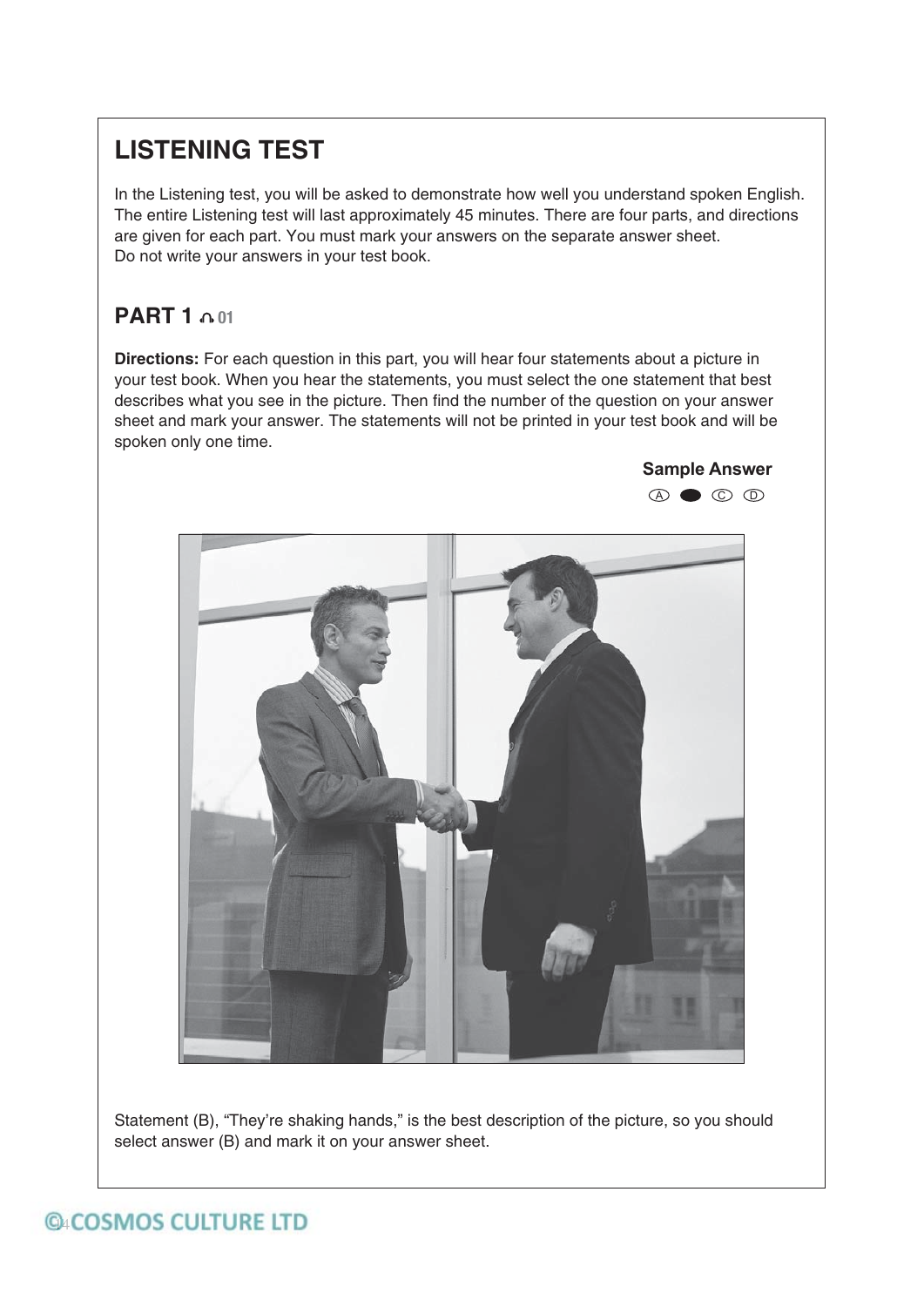# LISTENING TEST

In the Listening test, you will be asked to demonstrate how well you understand spoken English. The entire Listening test will last approximately 45 minutes. There are four parts, and directions are given for each part. You must mark your answers on the separate answer sheet. Do not write your answers in your test book.

## PART 1 01

**Directions:** For each question in this part, you will hear four statements about a picture in your test book. When you hear the statements, you must select the one statement that best describes what you see in the picture. Then find the number of the question on your answer sheet and mark your answer. The statements will not be printed in your test book and will be spoken only one time.

**Sample Answer**

Ⓐ ● Ⓒ Ⓓ

Statement (B), "They're shaking hands," is the best description of the picture, so you should select answer (B) and mark it on your answer sheet.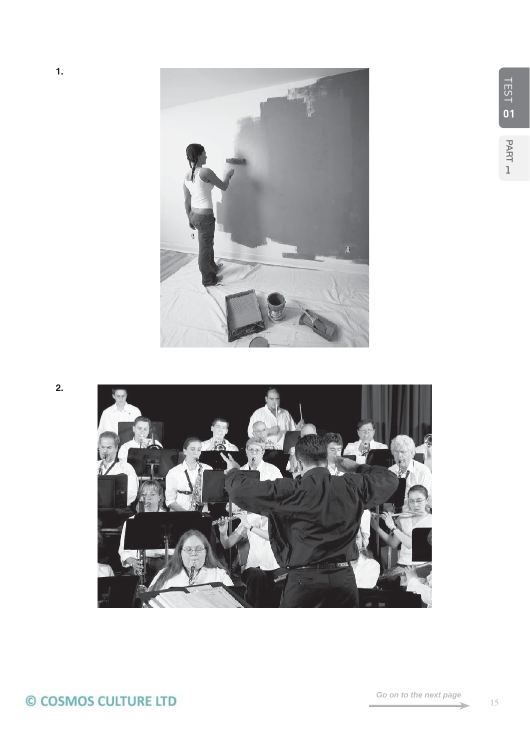1.

2.

© COSMOS CULTURE LTD

*Go on to the next page*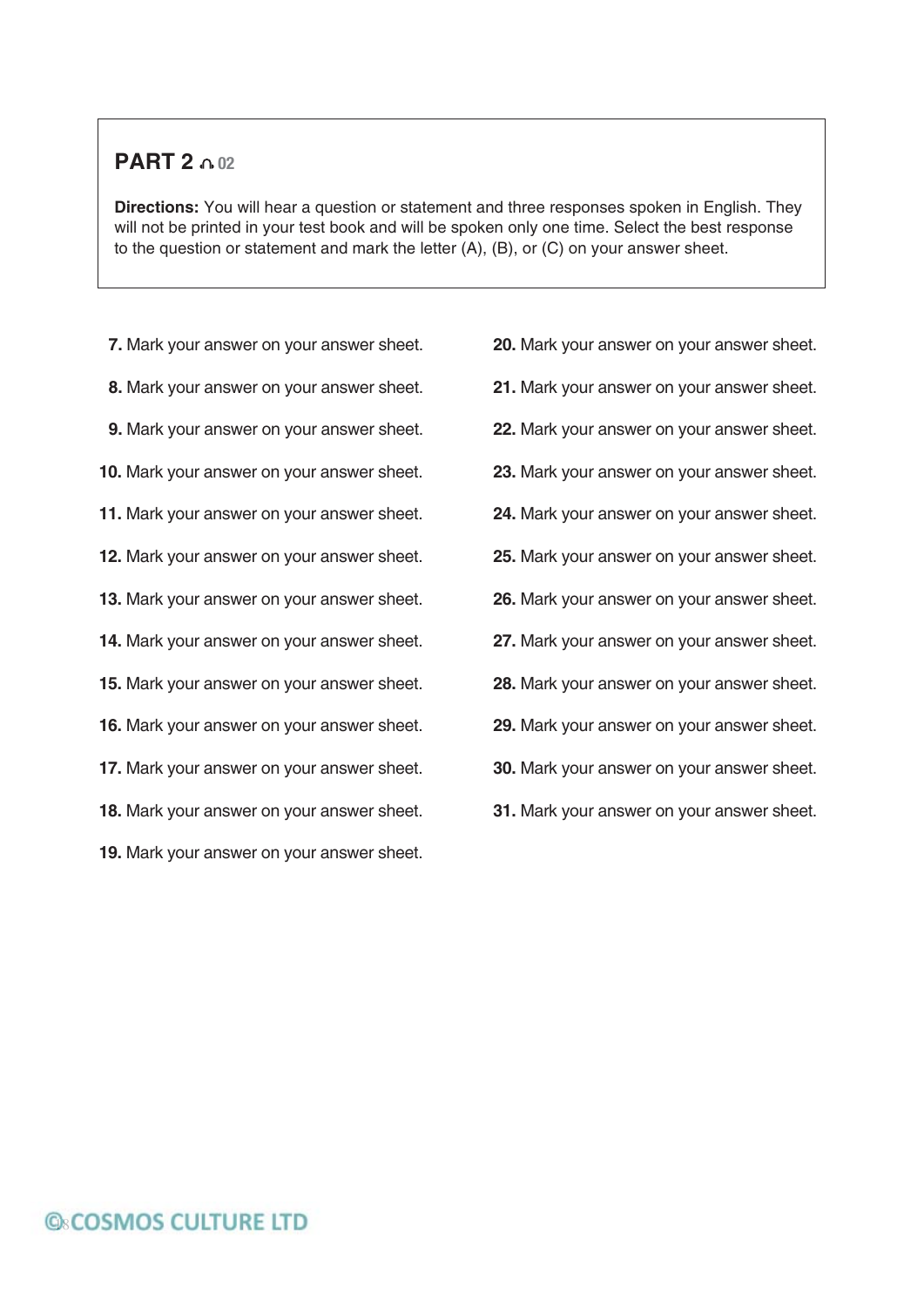## PART 2 02

**Directions:** You will hear a question or statement and three responses spoken in English. They will not be printed in your test book and will be spoken only one time. Select the best response to the question or statement and mark the letter (A), (B), or (C) on your answer sheet.

**7.** Mark your answer on your answer sheet.

**8.** Mark your answer on your answer sheet.

**9.** Mark your answer on your answer sheet.

**10.** Mark your answer on your answer sheet.

**11.** Mark your answer on your answer sheet.

**12.** Mark your answer on your answer sheet.

**13.** Mark your answer on your answer sheet.

**14.** Mark your answer on your answer sheet.

**15.** Mark your answer on your answer sheet.

**16.** Mark your answer on your answer sheet.

**17.** Mark your answer on your answer sheet.

**18.** Mark your answer on your answer sheet.

**19.** Mark your answer on your answer sheet.

**20.** Mark your answer on your answer sheet.

**21.** Mark your answer on your answer sheet.

**22.** Mark your answer on your answer sheet.

**23.** Mark your answer on your answer sheet.

**24.** Mark your answer on your answer sheet.

**25.** Mark your answer on your answer sheet.

**26.** Mark your answer on your answer sheet.

**27.** Mark your answer on your answer sheet.

**28.** Mark your answer on your answer sheet.

**29.** Mark your answer on your answer sheet.

**30.** Mark your answer on your answer sheet.

**31.** Mark your answer on your answer sheet.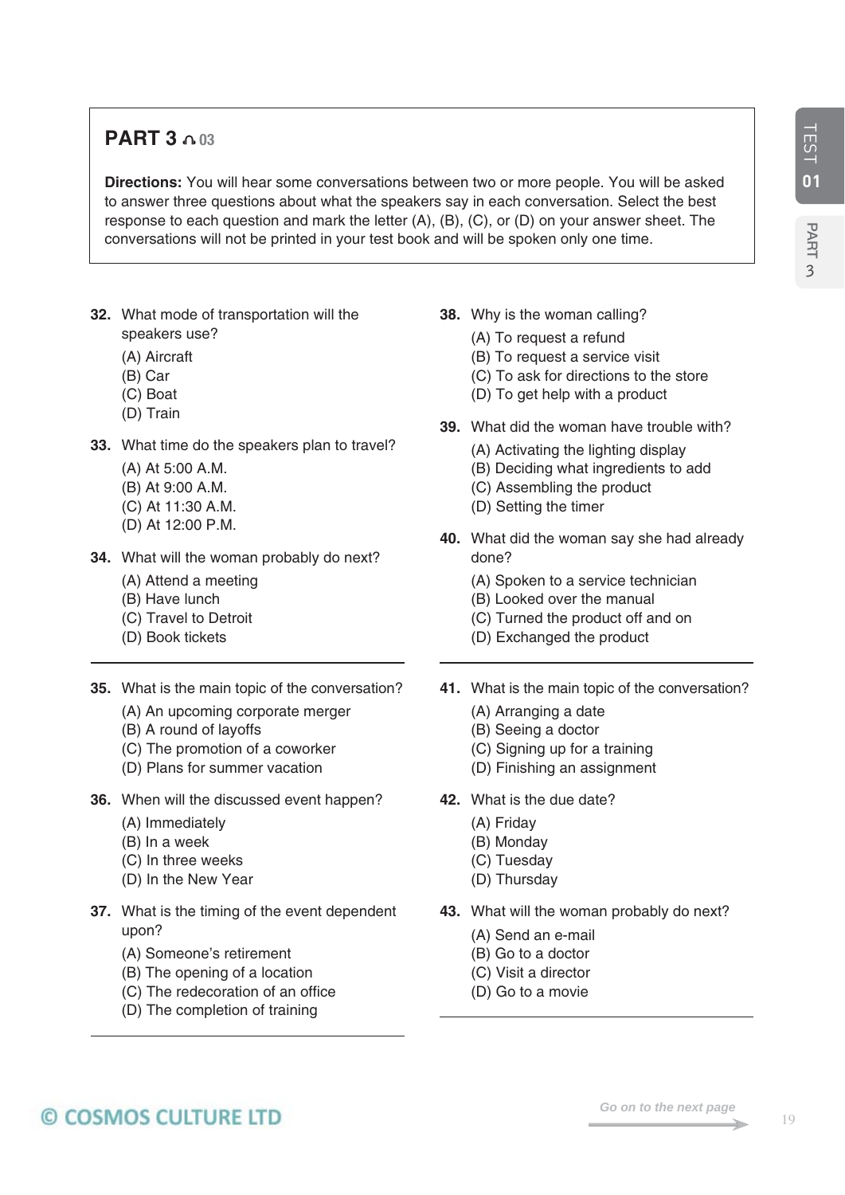## PART 3 03

**Directions:** You will hear some conversations between two or more people. You will be asked to answer three questions about what the speakers say in each conversation. Select the best response to each question and mark the letter (A), (B), (C), or (D) on your answer sheet. The conversations will not be printed in your test book and will be spoken only one time.

**32.** What mode of transportation will the speakers use?
(A) Aircraft
(B) Car
(C) Boat
(D) Train

**33.** What time do the speakers plan to travel?
(A) At 5:00 A.M.
(B) At 9:00 A.M.
(C) At 11:30 A.M.
(D) At 12:00 P.M.

**34.** What will the woman probably do next?
(A) Attend a meeting
(B) Have lunch
(C) Travel to Detroit
(D) Book tickets

---

**35.** What is the main topic of the conversation?
(A) An upcoming corporate merger
(B) A round of layoffs
(C) The promotion of a coworker
(D) Plans for summer vacation

**36.** When will the discussed event happen?
(A) Immediately
(B) In a week
(C) In three weeks
(D) In the New Year

**37.** What is the timing of the event dependent upon?
(A) Someone's retirement
(B) The opening of a location
(C) The redecoration of an office
(D) The completion of training

---

**38.** Why is the woman calling?
(A) To request a refund
(B) To request a service visit
(C) To ask for directions to the store
(D) To get help with a product

**39.** What did the woman have trouble with?
(A) Activating the lighting display
(B) Deciding what ingredients to add
(C) Assembling the product
(D) Setting the timer

**40.** What did the woman say she had already done?
(A) Spoken to a service technician
(B) Looked over the manual
(C) Turned the product off and on
(D) Exchanged the product

---

**41.** What is the main topic of the conversation?
(A) Arranging a date
(B) Seeing a doctor
(C) Signing up for a training
(D) Finishing an assignment

**42.** What is the due date?
(A) Friday
(B) Monday
(C) Tuesday
(D) Thursday

**43.** What will the woman probably do next?
(A) Send an e-mail
(B) Go to a doctor
(C) Visit a director
(D) Go to a movie

*Go on to the next page*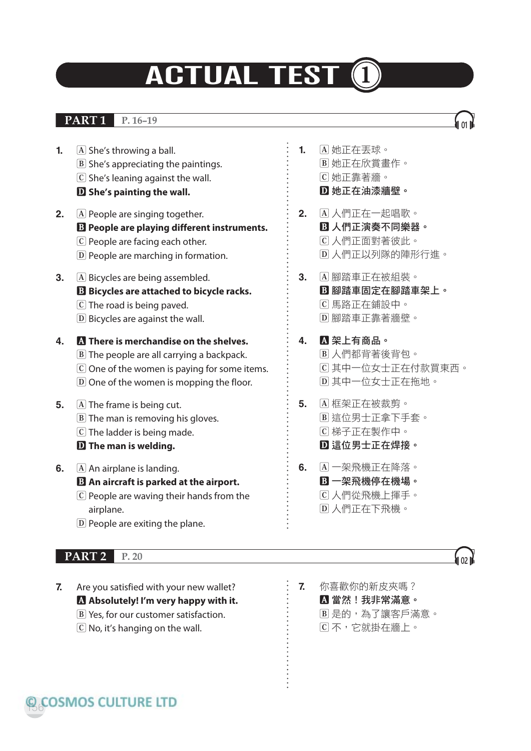# ACTUAL TEST 1

## PART 1 P. 16–19

1. (A) She's throwing a ball.
   (B) She's appreciating the paintings.
   (C) She's leaning against the wall.
   **(D) She's painting the wall.**

2. (A) People are singing together.
   **(B) People are playing different instruments.**
   (C) People are facing each other.
   (D) People are marching in formation.

3. (A) Bicycles are being assembled.
   **(B) Bicycles are attached to bicycle racks.**
   (C) The road is being paved.
   (D) Bicycles are against the wall.

4. **(A) There is merchandise on the shelves.**
   (B) The people are all carrying a backpack.
   (C) One of the women is paying for some items.
   (D) One of the women is mopping the floor.

5. (A) The frame is being cut.
   (B) The man is removing his gloves.
   (C) The ladder is being made.
   **(D) The man is welding.**

6. (A) An airplane is landing.
   **(B) An aircraft is parked at the airport.**
   (C) People are waving their hands from the airplane.
   (D) People are exiting the plane.

1. (A) 她正在丟球。
   (B) 她正在欣賞畫作。
   (C) 她正靠著牆。
   **(D) 她正在油漆牆壁。**

2. (A) 人們正在一起唱歌。
   **(B) 人們正演奏不同樂器。**
   (C) 人們正面對著彼此。
   (D) 人們正以列隊的陣形行進。

3. (A) 腳踏車正在被組裝。
   **(B) 腳踏車固定在腳踏車架上。**
   (C) 馬路正在鋪設中。
   (D) 腳踏車正靠著牆壁。

4. **(A) 架上有商品。**
   (B) 人們都背著後背包。
   (C) 其中一位女士正在付款買東西。
   (D) 其中一位女士正在拖地。

5. (A) 框架正在被裁剪。
   (B) 這位男士正拿下手套。
   (C) 梯子正在製作中。
   **(D) 這位男士正在焊接。**

6. (A) 一架飛機正在降落。
   **(B) 一架飛機停在機場。**
   (C) 人們從飛機上揮手。
   (D) 人們正在下飛機。

## PART 2 P. 20

7. Are you satisfied with your new wallet?
   **(A) Absolutely! I'm very happy with it.**
   (B) Yes, for our customer satisfaction.
   (C) No, it's hanging on the wall.

7. 你喜歡你的新皮夾嗎？
   **(A) 當然！我非常滿意。**
   (B) 是的，為了讓客戶滿意。
   (C) 不，它就掛在牆上。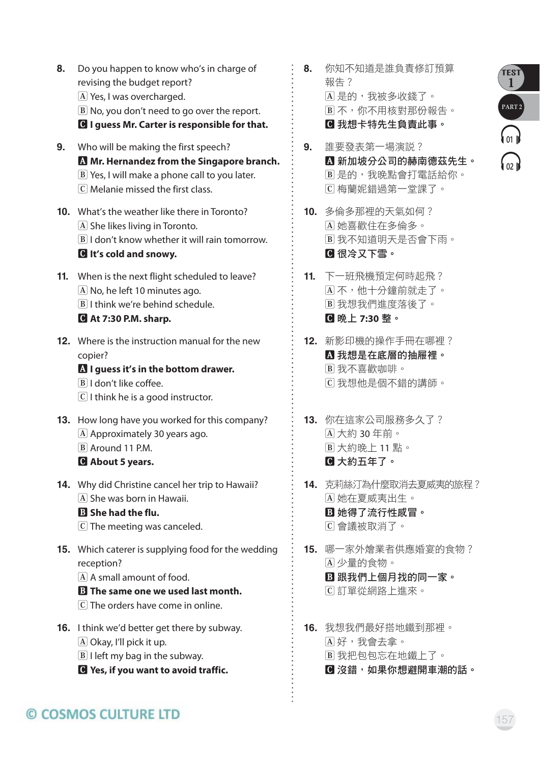**8.** Do you happen to know who's in charge of revising the budget report?
A Yes, I was overcharged.
B No, you don't need to go over the report.
**C I guess Mr. Carter is responsible for that.**

**9.** Who will be making the first speech?
**A Mr. Hernandez from the Singapore branch.**
B Yes, I will make a phone call to you later.
C Melanie missed the first class.

**10.** What's the weather like there in Toronto?
A She likes living in Toronto.
B I don't know whether it will rain tomorrow.
**C It's cold and snowy.**

**11.** When is the next flight scheduled to leave?
A No, he left 10 minutes ago.
B I think we're behind schedule.
**C At 7:30 P.M. sharp.**

**12.** Where is the instruction manual for the new copier?
**A I guess it's in the bottom drawer.**
B I don't like coffee.
C I think he is a good instructor.

**13.** How long have you worked for this company?
A Approximately 30 years ago.
B Around 11 P.M.
**C About 5 years.**

**14.** Why did Christine cancel her trip to Hawaii?
A She was born in Hawaii.
**B She had the flu.**
C The meeting was canceled.

**15.** Which caterer is supplying food for the wedding reception?
A A small amount of food.
**B The same one we used last month.**
C The orders have come in online.

**16.** I think we'd better get there by subway.
A Okay, I'll pick it up.
B I left my bag in the subway.
**C Yes, if you want to avoid traffic.**

**8.** 你知不知道是誰負責修訂預算報告？
A 是的，我被多收錢了。
B 不，你不用核對那份報告。
**C 我想卡特先生負責此事。**

**9.** 誰要發表第一場演說？
**A 新加坡分公司的赫南德茲先生。**
B 是的，我晚點會打電話給你。
C 梅蘭妮錯過第一堂課了。

**10.** 多倫多那裡的天氣如何？
A 她喜歡住在多倫多。
B 我不知道明天是否會下雨。
**C 很冷又下雪。**

**11.** 下一班飛機預定何時起飛？
A 不，他十分鐘前就走了。
B 我想我們進度落後了。
**C 晚上 7:30 整。**

**12.** 新影印機的操作手冊在哪裡？
**A 我想是在底層的抽屜裡。**
B 我不喜歡咖啡。
C 我想他是個不錯的講師。

**13.** 你在這家公司服務多久了？
A 大約 30 年前。
B 大約晚上 11 點。
**C 大約五年了。**

**14.** 克莉絲汀為什麼取消去夏威夷的旅程？
A 她在夏威夷出生。
**B 她得了流行性感冒。**
C 會議被取消了。

**15.** 哪一家外燴業者供應婚宴的食物？
A 少量的食物。
**B 跟我們上個月找的同一家。**
C 訂單從網路上進來。

**16.** 我想我們最好搭地鐵到那裡。
A 好，我會去拿。
B 我把包包忘在地鐵上了。
**C 沒錯，如果你想避開車潮的話。**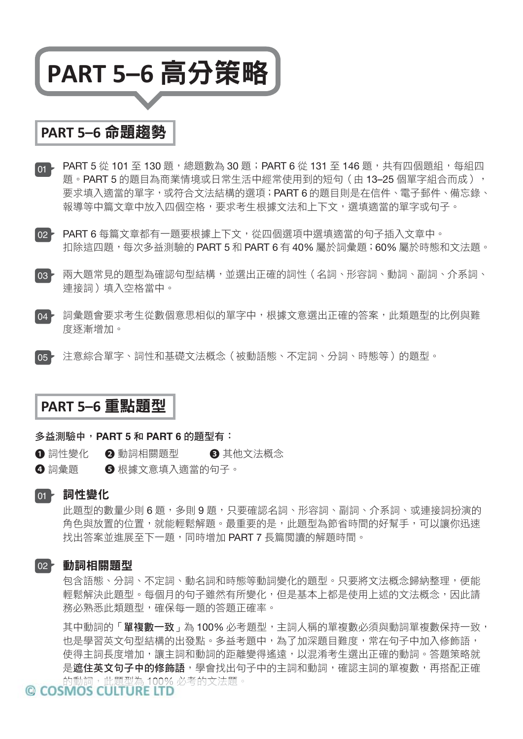# PART 5–6 高分策略

## PART 5–6 命題趨勢

01 PART 5 從 101 至 130 題，總題數為 30 題；PART 6 從 131 至 146 題，共有四個題組，每組四題。PART 5 的題目為商業情境或日常生活中經常使用到的短句（由 13–25 個單字組合而成），要求填入適當的單字，或符合文法結構的選項；PART 6 的題目則是在信件、電子郵件、備忘錄、報導等中篇文章中放入四個空格，要求考生根據文法和上下文，選填適當的單字或句子。

02 PART 6 每篇文章都有一題要根據上下文，從四個選項中選填適當的句子插入文章中。扣除這四題，每次多益測驗的 PART 5 和 PART 6 有 40% 屬於詞彙題；60% 屬於時態和文法題。

03 兩大題常見的題型為確認句型結構，並選出正確的詞性（名詞、形容詞、動詞、副詞、介系詞、連接詞）填入空格當中。

04 詞彙題會要求考生從數個意思相似的單字中，根據文意選出正確的答案，此類題型的比例與難度逐漸增加。

05 注意綜合單字、詞性和基礎文法概念（被動語態、不定詞、分詞、時態等）的題型。

## PART 5–6 重點題型

**多益測驗中，PART 5 和 PART 6 的題型有：**

❶ 詞性變化　❷ 動詞相關題型　❸ 其他文法概念
❹ 詞彙題　❺ 根據文意填入適當的句子。

### 01 詞性變化

此題型的數量少則 6 題，多則 9 題，只要確認名詞、形容詞、副詞、介系詞、或連接詞扮演的角色與放置的位置，就能輕鬆解題。最重要的是，此題型為節省時間的好幫手，可以讓你迅速找出答案並進展至下一題，同時增加 PART 7 長篇閱讀的解題時間。

### 02 動詞相關題型

包含語態、分詞、不定詞、動名詞和時態等動詞變化的題型。只要將文法概念歸納整理，便能輕鬆解決此題型。每個月的句子雖然有所變化，但是基本上都是使用上述的文法概念，因此請務必熟悉此類題型，確保每一題的答題正確率。

其中動詞的「**單複數一致**」為 100% 必考題型，主詞人稱的單複數必須與動詞單複數保持一致，也是學習英文句型結構的出發點。多益考題中，為了加深題目難度，常在句子中加入修飾語，使得主詞長度增加，讓主詞和動詞的距離變得遙遠，以混淆考生選出正確的動詞。答題策略就是**遮住英文句子中的修飾語**，學會找出句子中的主詞和動詞，確認主詞的單複數，再搭配正確的動詞，此題型為 100% 必考的文法題。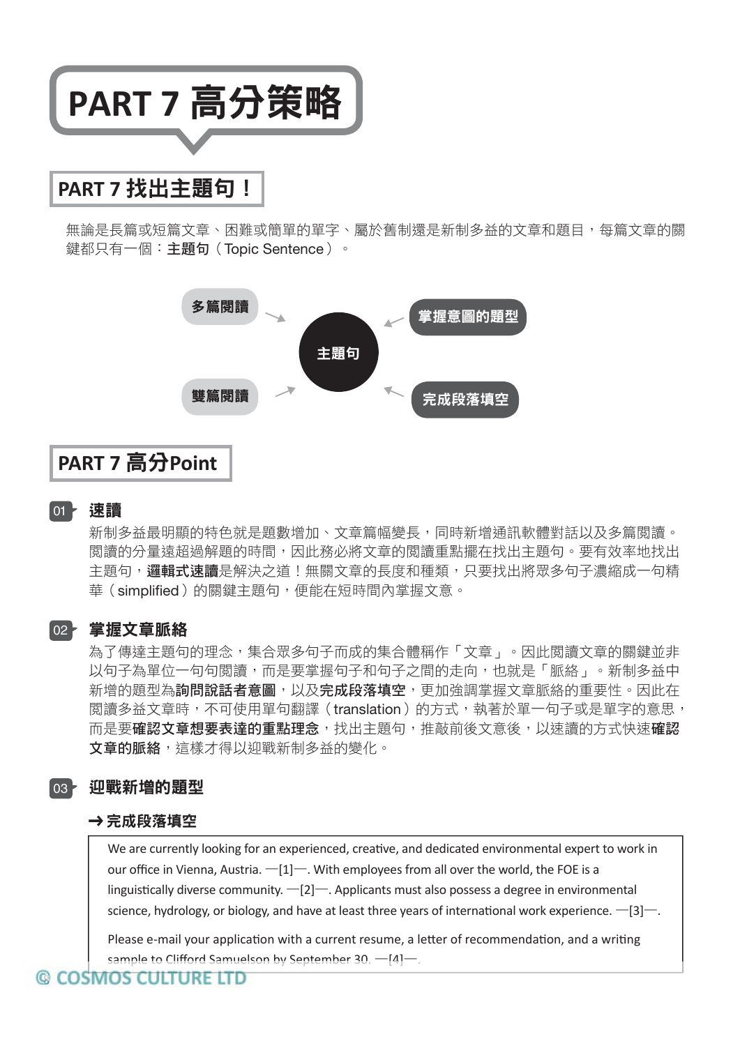# PART 7 高分策略

## PART 7 找出主題句！

無論是長篇或短篇文章、困難或簡單的單字、屬於舊制還是新制多益的文章和題目，每篇文章的關鍵都只有一個：**主題句**（Topic Sentence）。

多篇閱讀 → **主題句** ← 掌握意圖的題型

雙篇閱讀 → **主題句** ← 完成段落填空

## PART 7 高分Point

### 01 速讀

新制多益最明顯的特色就是題數增加、文章篇幅變長，同時新增通訊軟體對話以及多篇閱讀。閱讀的分量遠超過解題的時間，因此務必將文章的閱讀重點擺在找出主題句。要有效率地找出主題句，**邏輯式速讀**是解決之道！無關文章的長度和種類，只要找出將眾多句子濃縮成一句精華（simplified）的關鍵主題句，便能在短時間內掌握文意。

### 02 掌握文章脈絡

為了傳達主題句的理念，集合眾多句子而成的集合體稱作「文章」。因此閱讀文章的關鍵並非以句子為單位一句句閱讀，而是要掌握句子和句子之間的走向，也就是「脈絡」。新制多益中新增的題型為**詢問說話者意圖**，以及**完成段落填空**，更加強調掌握文章脈絡的重要性。因此在閱讀多益文章時，不可使用單句翻譯（translation）的方式，執著於單一句子或是單字的意思，而是要**確認文章想要表達的重點理念**，找出主題句，推敲前後文意後，以速讀的方式快速**確認文章的脈絡**，這樣才得以迎戰新制多益的變化。

### 03 迎戰新增的題型

**→ 完成段落填空**

> We are currently looking for an experienced, creative, and dedicated environmental expert to work in our office in Vienna, Austria. —[1]—. With employees from all over the world, the FOE is a linguistically diverse community. —[2]—. Applicants must also possess a degree in environmental science, hydrology, or biology, and have at least three years of international work experience. —[3]—.
>
> Please e-mail your application with a current resume, a letter of recommendation, and a writing sample to Clifford Samuelson by September 30. —[4]—.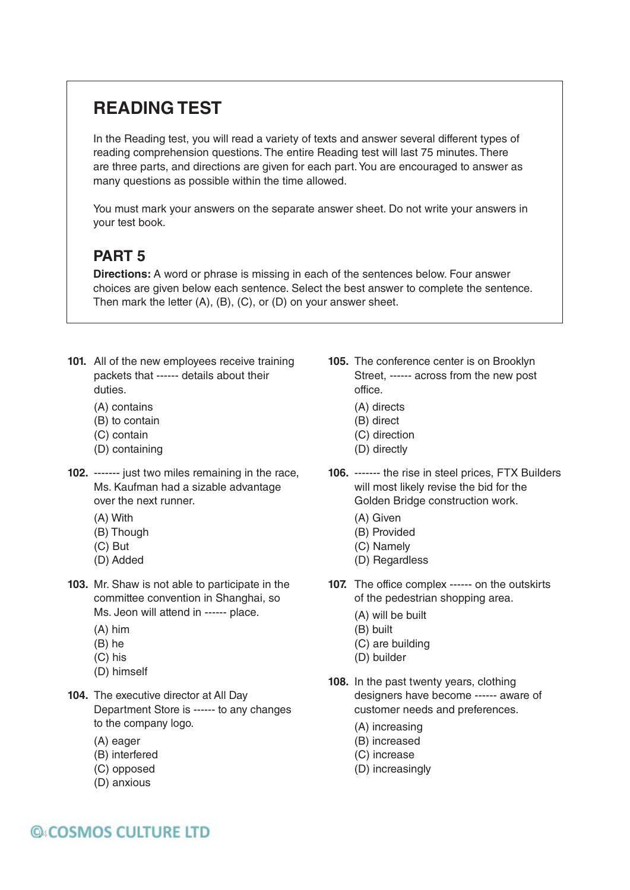# READING TEST

In the Reading test, you will read a variety of texts and answer several different types of reading comprehension questions. The entire Reading test will last 75 minutes. There are three parts, and directions are given for each part. You are encouraged to answer as many questions as possible within the time allowed.

You must mark your answers on the separate answer sheet. Do not write your answers in your test book.

## PART 5

**Directions:** A word or phrase is missing in each of the sentences below. Four answer choices are given below each sentence. Select the best answer to complete the sentence. Then mark the letter (A), (B), (C), or (D) on your answer sheet.

**101.** All of the new employees receive training packets that ------ details about their duties.

(A) contains
(B) to contain
(C) contain
(D) containing

**102.** ------- just two miles remaining in the race, Ms. Kaufman had a sizable advantage over the next runner.

(A) With
(B) Though
(C) But
(D) Added

**103.** Mr. Shaw is not able to participate in the committee convention in Shanghai, so Ms. Jeon will attend in ------ place.

(A) him
(B) he
(C) his
(D) himself

**104.** The executive director at All Day Department Store is ------ to any changes to the company logo.

(A) eager
(B) interfered
(C) opposed
(D) anxious

**105.** The conference center is on Brooklyn Street, ------ across from the new post office.

(A) directs
(B) direct
(C) direction
(D) directly

**106.** ------- the rise in steel prices, FTX Builders will most likely revise the bid for the Golden Bridge construction work.

(A) Given
(B) Provided
(C) Namely
(D) Regardless

**107.** The office complex ------ on the outskirts of the pedestrian shopping area.

(A) will be built
(B) built
(C) are building
(D) builder

**108.** In the past twenty years, clothing designers have become ------ aware of customer needs and preferences.

(A) increasing
(B) increased
(C) increase
(D) increasingly

©COSMOS CULTURE LTD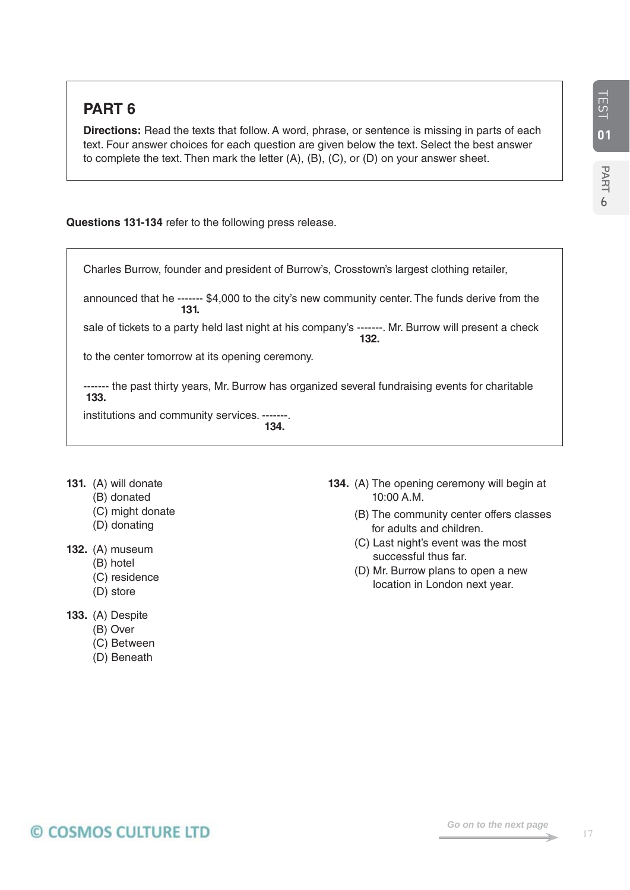## PART 6

**Directions:** Read the texts that follow. A word, phrase, or sentence is missing in parts of each text. Four answer choices for each question are given below the text. Select the best answer to complete the text. Then mark the letter (A), (B), (C), or (D) on your answer sheet.

**Questions 131-134** refer to the following press release.

Charles Burrow, founder and president of Burrow's, Crosstown's largest clothing retailer, announced that he ------- **131.** $4,000 to the city's new community center. The funds derive from the sale of tickets to a party held last night at his company's ------- **132.**. Mr. Burrow will present a check to the center tomorrow at its opening ceremony.

------- **133.** the past thirty years, Mr. Burrow has organized several fundraising events for charitable institutions and community services. ------- **134.**.

**131.** (A) will donate
(B) donated
(C) might donate
(D) donating

**132.** (A) museum
(B) hotel
(C) residence
(D) store

**133.** (A) Despite
(B) Over
(C) Between
(D) Beneath

**134.** (A) The opening ceremony will begin at 10:00 A.M.
(B) The community center offers classes for adults and children.
(C) Last night's event was the most successful thus far.
(D) Mr. Burrow plans to open a new location in London next year.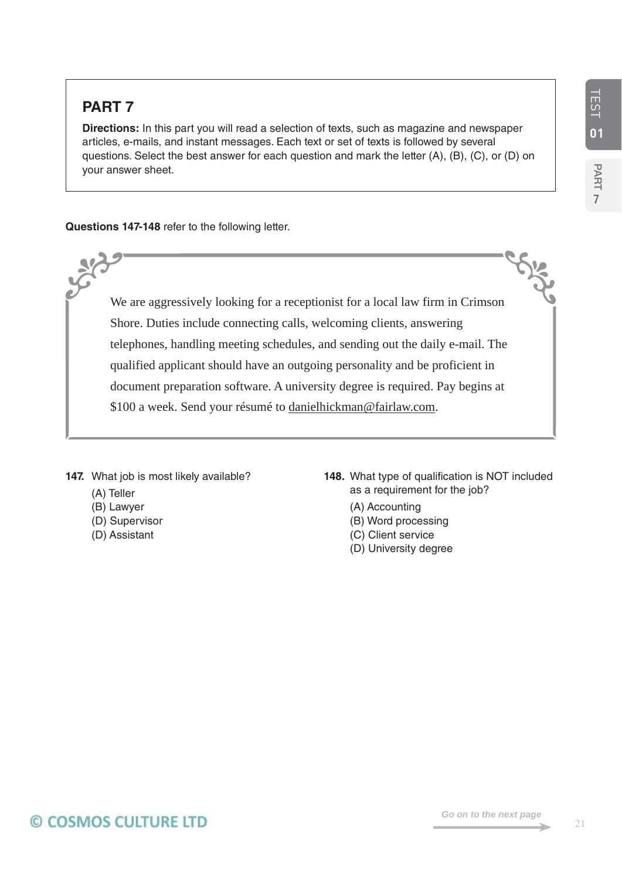## PART 7

**Directions:** In this part you will read a selection of texts, such as magazine and newspaper articles, e-mails, and instant messages. Each text or set of texts is followed by several questions. Select the best answer for each question and mark the letter (A), (B), (C), or (D) on your answer sheet.

**Questions 147-148** refer to the following letter.

> We are aggressively looking for a receptionist for a local law firm in Crimson Shore. Duties include connecting calls, welcoming clients, answering telephones, handling meeting schedules, and sending out the daily e-mail. The qualified applicant should have an outgoing personality and be proficient in document preparation software. A university degree is required. Pay begins at $100 a week. Send your résumé to danielhickman@fairlaw.com.

**147.** What job is most likely available?

(A) Teller
(B) Lawyer
(D) Supervisor
(D) Assistant

**148.** What type of qualification is NOT included as a requirement for the job?

(A) Accounting
(B) Word processing
(C) Client service
(D) University degree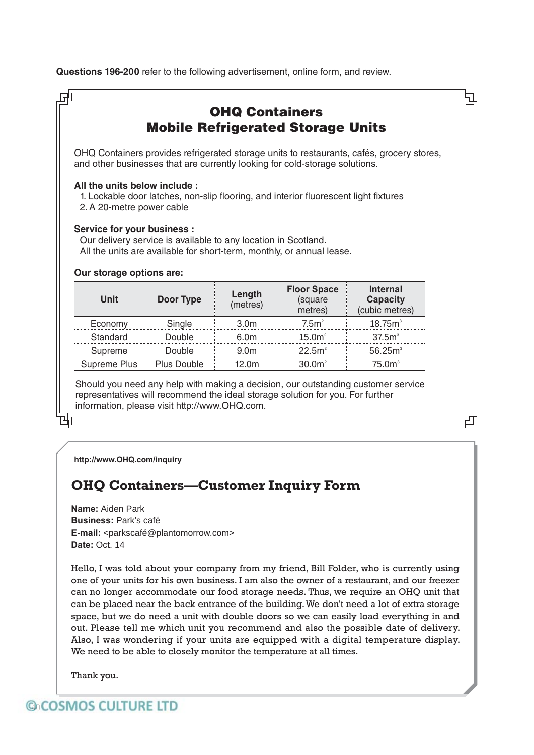**Questions 196-200** refer to the following advertisement, online form, and review.

## OHQ Containers
## Mobile Refrigerated Storage Units

OHQ Containers provides refrigerated storage units to restaurants, cafés, grocery stores, and other businesses that are currently looking for cold-storage solutions.

**All the units below include :**

1. Lockable door latches, non-slip flooring, and interior fluorescent light fixtures
2. A 20-metre power cable

**Service for your business :**

Our delivery service is available to any location in Scotland.
All the units are available for short-term, monthly, or annual lease.

**Our storage options are:**

| Unit | Door Type | Length (metres) | Floor Space (square metres) | Internal Capacity (cubic metres) |
|---|---|---|---|---|
| Economy | Single | 3.0m | $7.5m^2$ | $18.75m^3$ |
| Standard | Double | 6.0m | $15.0m^2$ | $37.5m^3$ |
| Supreme | Double | 9.0m | $22.5m^2$ | $56.25m^3$ |
| Supreme Plus | Plus Double | 12.0m | $30.0m^2$ | $75.0m^3$ |

Should you need any help with making a decision, our outstanding customer service representatives will recommend the ideal storage solution for you. For further information, please visit http://www.OHQ.com.

---

**http://www.OHQ.com/inquiry**

## OHQ Containers—Customer Inquiry Form

**Name:** Aiden Park
**Business:** Park's café
**E-mail:** <parkscafé@plantomorrow.com>
**Date:** Oct. 14

Hello, I was told about your company from my friend, Bill Folder, who is currently using one of your units for his own business. I am also the owner of a restaurant, and our freezer can no longer accommodate our food storage needs. Thus, we require an OHQ unit that can be placed near the back entrance of the building. We don't need a lot of extra storage space, but we do need a unit with double doors so we can easily load everything in and out. Please tell me which unit you recommend and also the possible date of delivery. Also, I was wondering if your units are equipped with a digital temperature display. We need to be able to closely monitor the temperature at all times.

Thank you.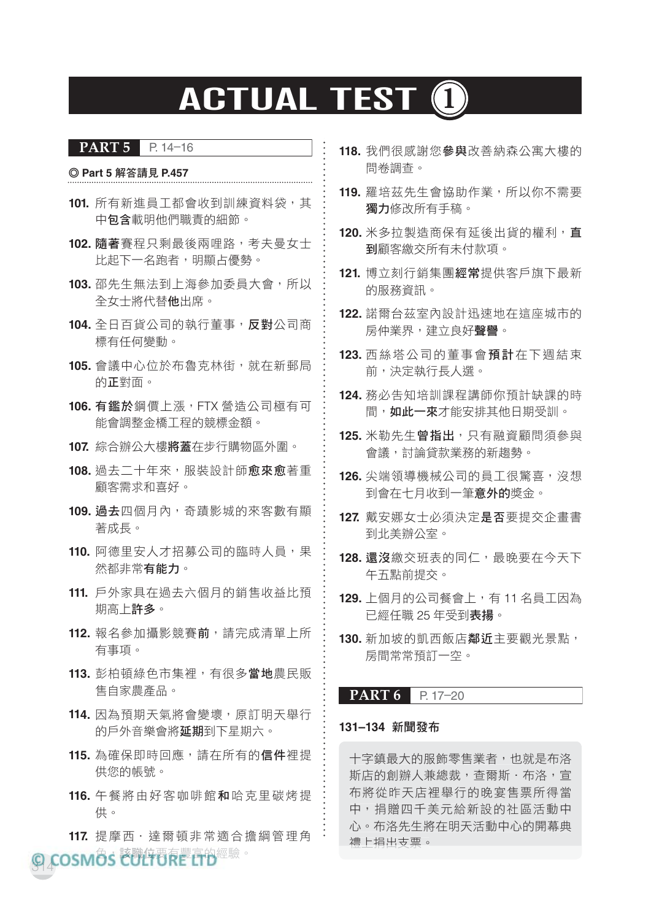# ACTUAL TEST ①

## PART 5 P. 14–16

◎ **Part 5 解答請見 P.457**

**101.** 所有新進員工都會收到訓練資料袋，其中**包含**載明他們職責的細節。

**102.** **隨著**賽程只剩最後兩哩路，考夫曼女士比起下一名跑者，明顯占優勢。

**103.** 邵先生無法到上海參加委員大會，所以全女士將代替**他**出席。

**104.** 全日百貨公司的執行董事，**反對**公司商標有任何變動。

**105.** 會議中心位於布魯克林街，就在新郵局的**正**對面。

**106.** **有鑑於**鋼價上漲，FTX 營造公司極有可能會調整金橋工程的競標金額。

**107.** 綜合辦公大樓**將蓋**在步行購物區外圍。

**108.** 過去二十年來，服裝設計師**愈來愈**著重顧客需求和喜好。

**109.** **過去**四個月內，奇蹟影城的來客數有顯著成長。

**110.** 阿德里安人才招募公司的臨時人員，果然都非常**有能力**。

**111.** 戶外家具在過去六個月的銷售收益比預期高上**許多**。

**112.** 報名參加攝影競賽**前**，請完成清單上所有事項。

**113.** 彭柏頓綠色市集裡，有很多**當地**農民販售自家農產品。

**114.** 因為預期天氣將會變壞，原訂明天舉行的戶外音樂會將**延期**到下星期六。

**115.** 為確保即時回應，請在所有的**信件**裡提供您的帳號。

**116.** 午餐將由好客咖啡館**和**哈克里碳烤提供。

**117.** 提摩西．達爾頓非常適合擔綱管理角色，該職位需有豐富的經驗。

**118.** 我們很感謝您**參與**改善納森公寓大樓的問卷調查。

**119.** 羅培茲先生會協助作業，所以你不需要**獨力**修改所有手稿。

**120.** 米多拉製造商保有延後出貨的權利，**直到**顧客繳交所有未付款項。

**121.** 博立刻行銷集團**經常**提供客戶旗下最新的服務資訊。

**122.** 諾爾台茲室內設計迅速地在這座城市的房仲業界，建立良好**聲譽**。

**123.** 西絲塔公司的董事會**預計**在下週結束前，決定執行長人選。

**124.** 務必告知培訓課程講師你預計缺課的時間，**如此一來**才能安排其他日期受訓。

**125.** 米勒先生**曾指出**，只有融資顧問須參與會議，討論貸款業務的新趨勢。

**126.** 尖端領導機械公司的員工很驚喜，沒想到會在七月收到一筆**意外的**獎金。

**127.** 戴安娜女士必須決定**是否**要提交企畫書到北美辦公室。

**128.** **還沒**繳交班表的同仁，最晚要在今天下午五點前提交。

**129.** 上個月的公司餐會上，有 11 名員工因為已經任職 25 年受到**表揚**。

**130.** 新加坡的凱西飯店**鄰近**主要觀光景點，房間常常預訂一空。

## PART 6 P. 17–20

**131–134 新聞發布**

十字鎮最大的服飾零售業者，也就是布洛斯店的創辦人兼總裁，查爾斯．布洛，宣布將從昨天店裡舉行的晚宴售票所得當中，捐贈四千美元給新設的社區活動中心。布洛先生將在明天活動中心的開幕典禮上捐出支票。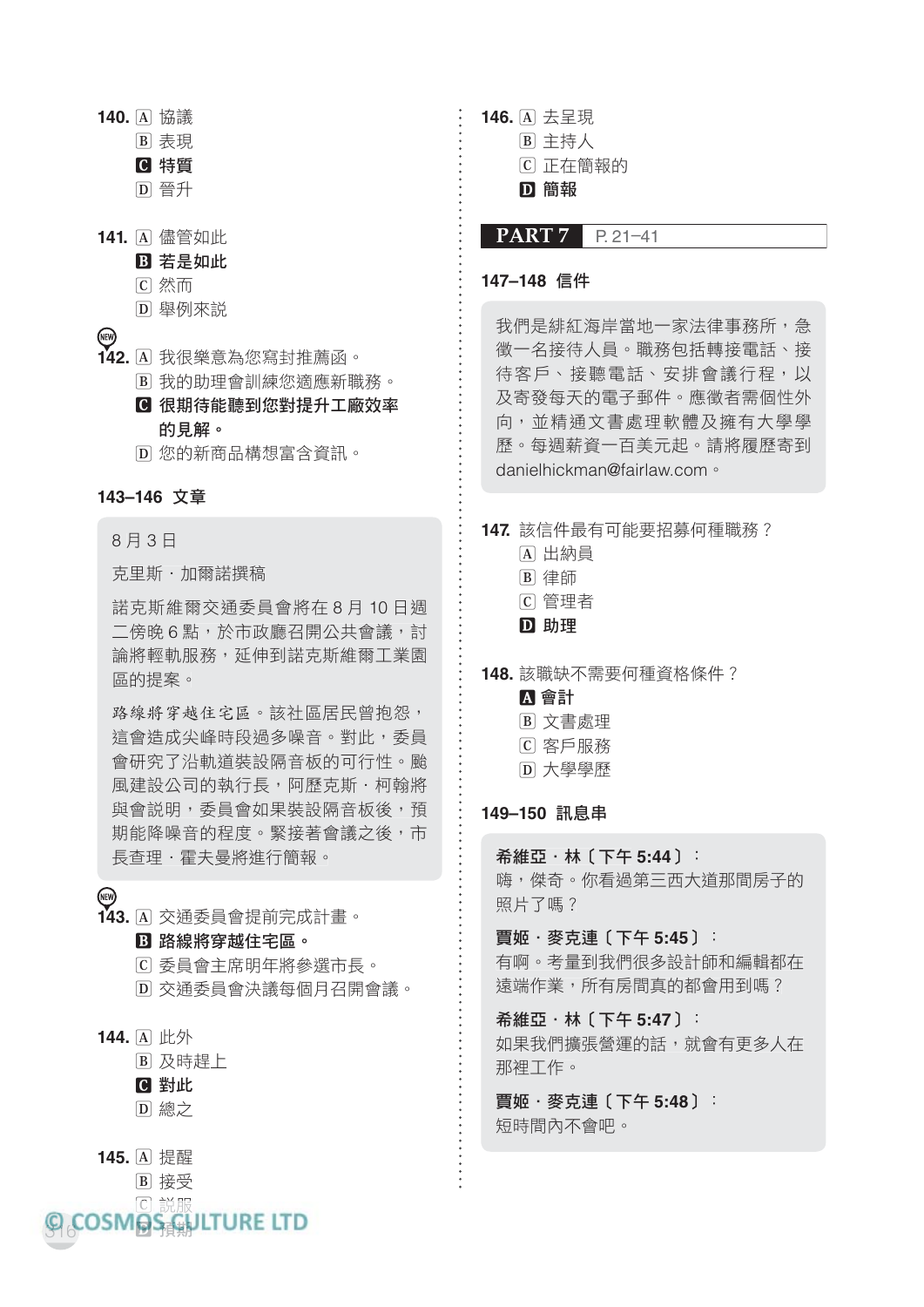**140.** (A) 協議
(B) 表現
**(C) 特質**
(D) 晉升

**141.** (A) 儘管如此
**(B) 若是如此**
(C) 然而
(D) 舉例來說

NEW
**142.** (A) 我很樂意為您寫封推薦函。
(B) 我的助理會訓練您適應新職務。
**(C) 很期待能聽到您對提升工廠效率的見解。**
(D) 您的新商品構想富含資訊。

### 143–146 文章

8 月 3 日

克里斯・加爾諾撰稿

諾克斯維爾交通委員會將在 8 月 10 日週二傍晚 6 點，於市政廳召開公共會議，討論將輕軌服務，延伸到諾克斯維爾工業園區的提案。

*路線將穿越住宅區*。該社區居民曾抱怨，這會造成尖峰時段過多噪音。對此，委員會研究了沿軌道裝設隔音板的可行性。颱風建設公司的執行長，阿歷克斯・柯翰將與會說明，委員會如果裝設隔音板後，預期能降噪音的程度。緊接著會議之後，市長查理・霍夫曼將進行簡報。

NEW
**143.** (A) 交通委員會提前完成計畫。
**(B) 路線將穿越住宅區。**
(C) 委員會主席明年將參選市長。
(D) 交通委員會決議每個月召開會議。

**144.** (A) 此外
(B) 及時趕上
**(C) 對此**
(D) 總之

**145.** (A) 提醒
(B) 接受
(C) 說服
(D) 預期

**146.** (A) 去呈現
(B) 主持人
(C) 正在簡報的
**(D) 簡報**

## PART 7 P. 21–41

### 147–148 信件

我們是緋紅海岸當地一家法律事務所，急徵一名接待人員。職務包括轉接電話、接待客戶、接聽電話、安排會議行程，以及寄發每天的電子郵件。應徵者需個性外向，並精通文書處理軟體及擁有大學學歷。每週薪資一百美元起。請將履歷寄到 danielhickman@fairlaw.com。

**147.** 該信件最有可能要招募何種職務？
(A) 出納員
(B) 律師
(C) 管理者
**(D) 助理**

**148.** 該職缺不需要何種資格條件？
**(A) 會計**
(B) 文書處理
(C) 客戶服務
(D) 大學學歷

### 149–150 訊息串

**希維亞・林〔下午 5:44〕：**
嗨，傑奇。你看過第三西大道那間房子的照片了嗎？

**賈姬・麥克連〔下午 5:45〕：**
有啊。考量到我們很多設計師和編輯都在遠端作業，所有房間真的都會用到嗎？

**希維亞・林〔下午 5:47〕：**
如果我們擴張營運的話，就會有更多人在那裡工作。

**賈姬・麥克連〔下午 5:48〕：**
短時間內不會吧。